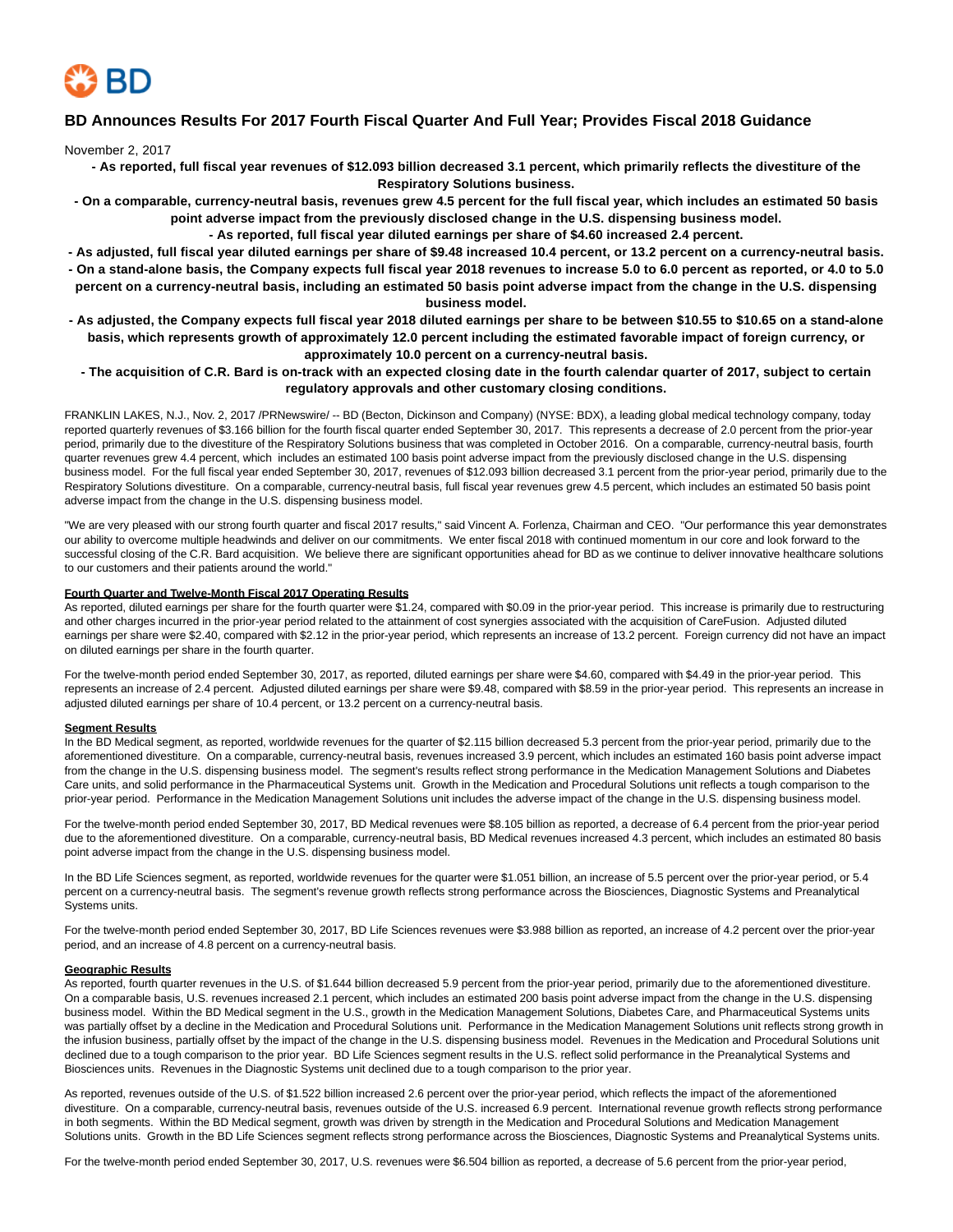# BD Announces Results For 2017 Fourth Fiscal Quarter And Full Year; Provides Fiscal 2018 Guidance

November 2, 2017

**- As reported, full fiscal year revenues of $12.093 billion decreased 3.1 percent, which primarily reflects the divestiture of the Respiratory Solutions business.**

**- On a comparable, currency-neutral basis, revenues grew 4.5 percent for the full fiscal year, which includes an estimated 50 basis point adverse impact from the previously disclosed change in the U.S. dispensing business model.**

**- As reported, full fiscal year diluted earnings per share of $4.60 increased 2.4 percent.**

**- As adjusted, full fiscal year diluted earnings per share of $9.48 increased 10.4 percent, or 13.2 percent on a currency-neutral basis.**

**- On a stand-alone basis, the Company expects full fiscal year 2018 revenues to increase 5.0 to 6.0 percent as reported, or 4.0 to 5.0 percent on a currency-neutral basis, including an estimated 50 basis point adverse impact from the change in the U.S. dispensing business model.**

**- As adjusted, the Company expects full fiscal year 2018 diluted earnings per share to be between $10.55 to $10.65 on a stand-alone basis, which represents growth of approximately 12.0 percent including the estimated favorable impact of foreign currency, or approximately 10.0 percent on a currency-neutral basis.**

**- The acquisition of C.R. Bard is on-track with an expected closing date in the fourth calendar quarter of 2017, subject to certain regulatory approvals and other customary closing conditions.**

FRANKLIN LAKES, N.J., Nov. 2, 2017 /PRNewswire/ -- BD (Becton, Dickinson and Company) (NYSE: BDX), a leading global medical technology company, today reported quarterly revenues of $3.166 billion for the fourth fiscal quarter ended September 30, 2017. This represents a decrease of 2.0 percent from the prior-year period, primarily due to the divestiture of the Respiratory Solutions business that was completed in October 2016. On a comparable, currency-neutral basis, fourth quarter revenues grew 4.4 percent, which includes an estimated 100 basis point adverse impact from the previously disclosed change in the U.S. dispensing business model. For the full fiscal year ended September 30, 2017, revenues of $12.093 billion decreased 3.1 percent from the prior-year period, primarily due to the Respiratory Solutions divestiture. On a comparable, currency-neutral basis, full fiscal year revenues grew 4.5 percent, which includes an estimated 50 basis point adverse impact from the change in the U.S. dispensing business model.

"We are very pleased with our strong fourth quarter and fiscal 2017 results," said Vincent A. Forlenza, Chairman and CEO. "Our performance this year demonstrates our ability to overcome multiple headwinds and deliver on our commitments. We enter fiscal 2018 with continued momentum in our core and look forward to the successful closing of the C.R. Bard acquisition. We believe there are significant opportunities ahead for BD as we continue to deliver innovative healthcare solutions to our customers and their patients around the world."

**Fourth Quarter and Twelve-Month Fiscal 2017 Operating Results**

As reported, diluted earnings per share for the fourth quarter were $1.24, compared with $0.09 in the prior-year period. This increase is primarily due to restructuring and other charges incurred in the prior-year period related to the attainment of cost synergies associated with the acquisition of CareFusion. Adjusted diluted earnings per share were $2.40, compared with $2.12 in the prior-year period, which represents an increase of 13.2 percent. Foreign currency did not have an impact on diluted earnings per share in the fourth quarter.

For the twelve-month period ended September 30, 2017, as reported, diluted earnings per share were $4.60, compared with $4.49 in the prior-year period. This represents an increase of 2.4 percent. Adjusted diluted earnings per share were $9.48, compared with $8.59 in the prior-year period. This represents an increase in adjusted diluted earnings per share of 10.4 percent, or 13.2 percent on a currency-neutral basis.

**Segment Results**

In the BD Medical segment, as reported, worldwide revenues for the quarter of $2.115 billion decreased 5.3 percent from the prior-year period, primarily due to the aforementioned divestiture. On a comparable, currency-neutral basis, revenues increased 3.9 percent, which includes an estimated 160 basis point adverse impact from the change in the U.S. dispensing business model. The segment's results reflect strong performance in the Medication Management Solutions and Diabetes Care units, and solid performance in the Pharmaceutical Systems unit. Growth in the Medication and Procedural Solutions unit reflects a tough comparison to the prior-year period. Performance in the Medication Management Solutions unit includes the adverse impact of the change in the U.S. dispensing business model.

For the twelve-month period ended September 30, 2017, BD Medical revenues were $8.105 billion as reported, a decrease of 6.4 percent from the prior-year period due to the aforementioned divestiture. On a comparable, currency-neutral basis, BD Medical revenues increased 4.3 percent, which includes an estimated 80 basis point adverse impact from the change in the U.S. dispensing business model.

In the BD Life Sciences segment, as reported, worldwide revenues for the quarter were $1.051 billion, an increase of 5.5 percent over the prior-year period, or 5.4 percent on a currency-neutral basis. The segment's revenue growth reflects strong performance across the Biosciences, Diagnostic Systems and Preanalytical Systems units.

For the twelve-month period ended September 30, 2017, BD Life Sciences revenues were $3.988 billion as reported, an increase of 4.2 percent over the prior-year period, and an increase of 4.8 percent on a currency-neutral basis.

**Geographic Results**

As reported, fourth quarter revenues in the U.S. of $1.644 billion decreased 5.9 percent from the prior-year period, primarily due to the aforementioned divestiture. On a comparable basis, U.S. revenues increased 2.1 percent, which includes an estimated 200 basis point adverse impact from the change in the U.S. dispensing business model. Within the BD Medical segment in the U.S., growth in the Medication Management Solutions, Diabetes Care, and Pharmaceutical Systems units was partially offset by a decline in the Medication and Procedural Solutions unit. Performance in the Medication Management Solutions unit reflects strong growth in the infusion business, partially offset by the impact of the change in the U.S. dispensing business model. Revenues in the Medication and Procedural Solutions unit declined due to a tough comparison to the prior year. BD Life Sciences segment results in the U.S. reflect solid performance in the Preanalytical Systems and Biosciences units. Revenues in the Diagnostic Systems unit declined due to a tough comparison to the prior year.

As reported, revenues outside of the U.S. of $1.522 billion increased 2.6 percent over the prior-year period, which reflects the impact of the aforementioned divestiture. On a comparable, currency-neutral basis, revenues outside of the U.S. increased 6.9 percent. International revenue growth reflects strong performance in both segments. Within the BD Medical segment, growth was driven by strength in the Medication and Procedural Solutions and Medication Management Solutions units. Growth in the BD Life Sciences segment reflects strong performance across the Biosciences, Diagnostic Systems and Preanalytical Systems units.

For the twelve-month period ended September 30, 2017, U.S. revenues were $6.504 billion as reported, a decrease of 5.6 percent from the prior-year period,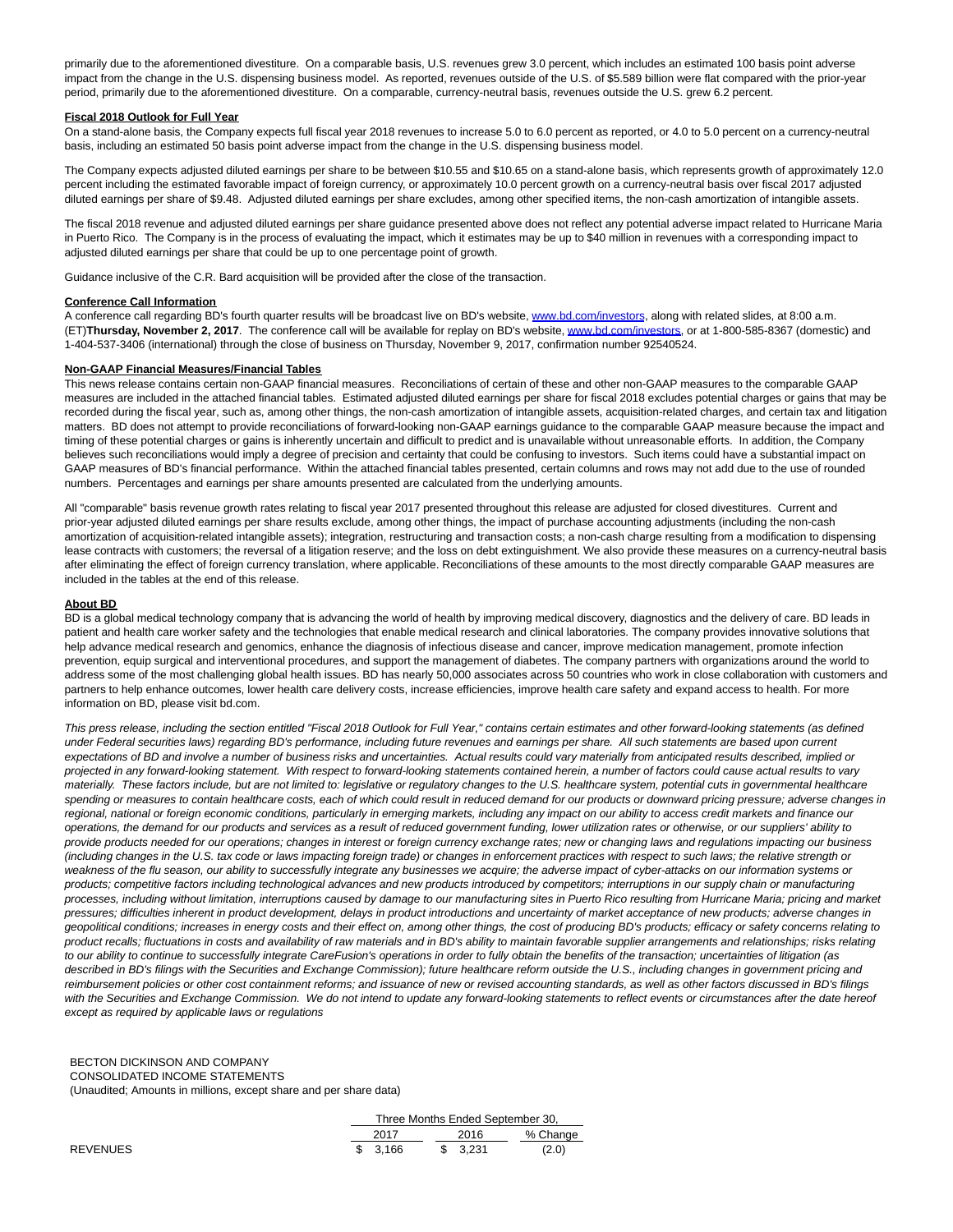primarily due to the aforementioned divestiture. On a comparable basis, U.S. revenues grew 3.0 percent, which includes an estimated 100 basis point adverse impact from the change in the U.S. dispensing business model. As reported, revenues outside of the U.S. of $5.589 billion were flat compared with the prior-year period, primarily due to the aforementioned divestiture. On a comparable, currency-neutral basis, revenues outside the U.S. grew 6.2 percent.

**Fiscal 2018 Outlook for Full Year**

On a stand-alone basis, the Company expects full fiscal year 2018 revenues to increase 5.0 to 6.0 percent as reported, or 4.0 to 5.0 percent on a currency-neutral basis, including an estimated 50 basis point adverse impact from the change in the U.S. dispensing business model.

The Company expects adjusted diluted earnings per share to be between $10.55 and $10.65 on a stand-alone basis, which represents growth of approximately 12.0 percent including the estimated favorable impact of foreign currency, or approximately 10.0 percent growth on a currency-neutral basis over fiscal 2017 adjusted diluted earnings per share of $9.48. Adjusted diluted earnings per share excludes, among other specified items, the non-cash amortization of intangible assets.

The fiscal 2018 revenue and adjusted diluted earnings per share guidance presented above does not reflect any potential adverse impact related to Hurricane Maria in Puerto Rico. The Company is in the process of evaluating the impact, which it estimates may be up to $40 million in revenues with a corresponding impact to adjusted diluted earnings per share that could be up to one percentage point of growth.

Guidance inclusive of the C.R. Bard acquisition will be provided after the close of the transaction.

**Conference Call Information**

A conference call regarding BD's fourth quarter results will be broadcast live on BD's website, www.bd.com/investors, along with related slides, at 8:00 a.m. (ET)**Thursday, November 2, 2017**. The conference call will be available for replay on BD's website, www.bd.com/investors, or at 1-800-585-8367 (domestic) and 1-404-537-3406 (international) through the close of business on Thursday, November 9, 2017, confirmation number 92540524.

**Non-GAAP Financial Measures/Financial Tables**

This news release contains certain non-GAAP financial measures. Reconciliations of certain of these and other non-GAAP measures to the comparable GAAP measures are included in the attached financial tables. Estimated adjusted diluted earnings per share for fiscal 2018 excludes potential charges or gains that may be recorded during the fiscal year, such as, among other things, the non-cash amortization of intangible assets, acquisition-related charges, and certain tax and litigation matters. BD does not attempt to provide reconciliations of forward-looking non-GAAP earnings guidance to the comparable GAAP measure because the impact and timing of these potential charges or gains is inherently uncertain and difficult to predict and is unavailable without unreasonable efforts. In addition, the Company believes such reconciliations would imply a degree of precision and certainty that could be confusing to investors. Such items could have a substantial impact on GAAP measures of BD's financial performance. Within the attached financial tables presented, certain columns and rows may not add due to the use of rounded numbers. Percentages and earnings per share amounts presented are calculated from the underlying amounts.

All "comparable" basis revenue growth rates relating to fiscal year 2017 presented throughout this release are adjusted for closed divestitures. Current and prior-year adjusted diluted earnings per share results exclude, among other things, the impact of purchase accounting adjustments (including the non-cash amortization of acquisition-related intangible assets); integration, restructuring and transaction costs; a non-cash charge resulting from a modification to dispensing lease contracts with customers; the reversal of a litigation reserve; and the loss on debt extinguishment. We also provide these measures on a currency-neutral basis after eliminating the effect of foreign currency translation, where applicable. Reconciliations of these amounts to the most directly comparable GAAP measures are included in the tables at the end of this release.

**About BD**

BD is a global medical technology company that is advancing the world of health by improving medical discovery, diagnostics and the delivery of care. BD leads in patient and health care worker safety and the technologies that enable medical research and clinical laboratories. The company provides innovative solutions that help advance medical research and genomics, enhance the diagnosis of infectious disease and cancer, improve medication management, promote infection prevention, equip surgical and interventional procedures, and support the management of diabetes. The company partners with organizations around the world to address some of the most challenging global health issues. BD has nearly 50,000 associates across 50 countries who work in close collaboration with customers and partners to help enhance outcomes, lower health care delivery costs, increase efficiencies, improve health care safety and expand access to health. For more information on BD, please visit bd.com.

*This press release, including the section entitled "Fiscal 2018 Outlook for Full Year," contains certain estimates and other forward-looking statements (as defined under Federal securities laws) regarding BD's performance, including future revenues and earnings per share. All such statements are based upon current expectations of BD and involve a number of business risks and uncertainties. Actual results could vary materially from anticipated results described, implied or projected in any forward-looking statement. With respect to forward-looking statements contained herein, a number of factors could cause actual results to vary materially. These factors include, but are not limited to: legislative or regulatory changes to the U.S. healthcare system, potential cuts in governmental healthcare spending or measures to contain healthcare costs, each of which could result in reduced demand for our products or downward pricing pressure; adverse changes in regional, national or foreign economic conditions, particularly in emerging markets, including any impact on our ability to access credit markets and finance our operations, the demand for our products and services as a result of reduced government funding, lower utilization rates or otherwise, or our suppliers' ability to provide products needed for our operations; changes in interest or foreign currency exchange rates; new or changing laws and regulations impacting our business (including changes in the U.S. tax code or laws impacting foreign trade) or changes in enforcement practices with respect to such laws; the relative strength or weakness of the flu season, our ability to successfully integrate any businesses we acquire; the adverse impact of cyber-attacks on our information systems or products; competitive factors including technological advances and new products introduced by competitors; interruptions in our supply chain or manufacturing processes, including without limitation, interruptions caused by damage to our manufacturing sites in Puerto Rico resulting from Hurricane Maria; pricing and market pressures; difficulties inherent in product development, delays in product introductions and uncertainty of market acceptance of new products; adverse changes in geopolitical conditions; increases in energy costs and their effect on, among other things, the cost of producing BD's products; efficacy or safety concerns relating to product recalls; fluctuations in costs and availability of raw materials and in BD's ability to maintain favorable supplier arrangements and relationships; risks relating to our ability to continue to successfully integrate CareFusion's operations in order to fully obtain the benefits of the transaction; uncertainties of litigation (as described in BD's filings with the Securities and Exchange Commission); future healthcare reform outside the U.S., including changes in government pricing and reimbursement policies or other cost containment reforms; and issuance of new or revised accounting standards, as well as other factors discussed in BD's filings with the Securities and Exchange Commission. We do not intend to update any forward-looking statements to reflect events or circumstances after the date hereof except as required by applicable laws or regulations*

BECTON DICKINSON AND COMPANY
CONSOLIDATED INCOME STATEMENTS
(Unaudited; Amounts in millions, except share and per share data)

| | Three Months Ended September 30, | | |
|---|---|---|---|
| | 2017 | 2016 | % Change |
| REVENUES | $ 3,166 | $ 3,231 | (2.0) |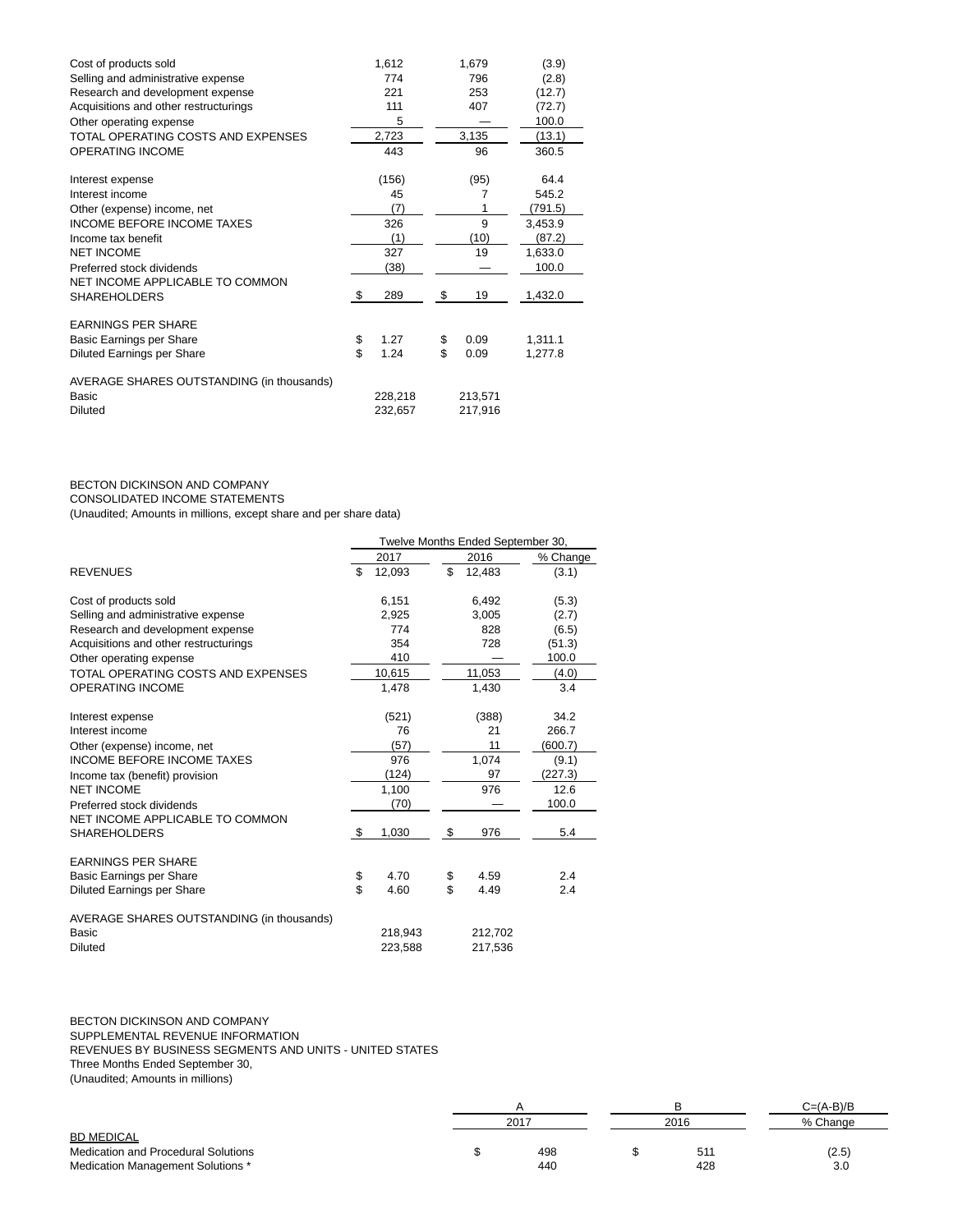| | | | |
|---|---|---|---|
| Cost of products sold | 1,612 | 1,679 | (3.9) |
| Selling and administrative expense | 774 | 796 | (2.8) |
| Research and development expense | 221 | 253 | (12.7) |
| Acquisitions and other restructurings | 111 | 407 | (72.7) |
| Other operating expense | 5 | — | 100.0 |
| TOTAL OPERATING COSTS AND EXPENSES | 2,723 | 3,135 | (13.1) |
| OPERATING INCOME | 443 | 96 | 360.5 |
| | | | |
| Interest expense | (156) | (95) | 64.4 |
| Interest income | 45 | 7 | 545.2 |
| Other (expense) income, net | (7) | 1 | (791.5) |
| INCOME BEFORE INCOME TAXES | 326 | 9 | 3,453.9 |
| Income tax benefit | (1) | (10) | (87.2) |
| NET INCOME | 327 | 19 | 1,633.0 |
| Preferred stock dividends | (38) | — | 100.0 |
| NET INCOME APPLICABLE TO COMMON SHAREHOLDERS | $ 289 | $ 19 | 1,432.0 |
| | | | |
| EARNINGS PER SHARE | | | |
| Basic Earnings per Share | $ 1.27 | $ 0.09 | 1,311.1 |
| Diluted Earnings per Share | $ 1.24 | $ 0.09 | 1,277.8 |
| | | | |
| AVERAGE SHARES OUTSTANDING (in thousands) | | | |
| Basic | 228,218 | 213,571 | |
| Diluted | 232,657 | 217,916 | |

BECTON DICKINSON AND COMPANY
CONSOLIDATED INCOME STATEMENTS
(Unaudited; Amounts in millions, except share and per share data)

| | Twelve Months Ended September 30, | | |
|---|---|---|---|
| | 2017 | 2016 | % Change |
| REVENUES | $ 12,093 | $ 12,483 | (3.1) |
| | | | |
| Cost of products sold | 6,151 | 6,492 | (5.3) |
| Selling and administrative expense | 2,925 | 3,005 | (2.7) |
| Research and development expense | 774 | 828 | (6.5) |
| Acquisitions and other restructurings | 354 | 728 | (51.3) |
| Other operating expense | 410 | — | 100.0 |
| TOTAL OPERATING COSTS AND EXPENSES | 10,615 | 11,053 | (4.0) |
| OPERATING INCOME | 1,478 | 1,430 | 3.4 |
| | | | |
| Interest expense | (521) | (388) | 34.2 |
| Interest income | 76 | 21 | 266.7 |
| Other (expense) income, net | (57) | 11 | (600.7) |
| INCOME BEFORE INCOME TAXES | 976 | 1,074 | (9.1) |
| Income tax (benefit) provision | (124) | 97 | (227.3) |
| NET INCOME | 1,100 | 976 | 12.6 |
| Preferred stock dividends | (70) | — | 100.0 |
| NET INCOME APPLICABLE TO COMMON SHAREHOLDERS | $ 1,030 | $ 976 | 5.4 |
| | | | |
| EARNINGS PER SHARE | | | |
| Basic Earnings per Share | $ 4.70 | $ 4.59 | 2.4 |
| Diluted Earnings per Share | $ 4.60 | $ 4.49 | 2.4 |
| | | | |
| AVERAGE SHARES OUTSTANDING (in thousands) | | | |
| Basic | 218,943 | 212,702 | |
| Diluted | 223,588 | 217,536 | |

BECTON DICKINSON AND COMPANY
SUPPLEMENTAL REVENUE INFORMATION
REVENUES BY BUSINESS SEGMENTS AND UNITS - UNITED STATES
Three Months Ended September 30,
(Unaudited; Amounts in millions)

| | A | B | C=(A-B)/B |
|---|---|---|---|
| | 2017 | 2016 | % Change |
| BD MEDICAL | | | |
| Medication and Procedural Solutions | $ 498 | $ 511 | (2.5) |
| Medication Management Solutions * | 440 | 428 | 3.0 |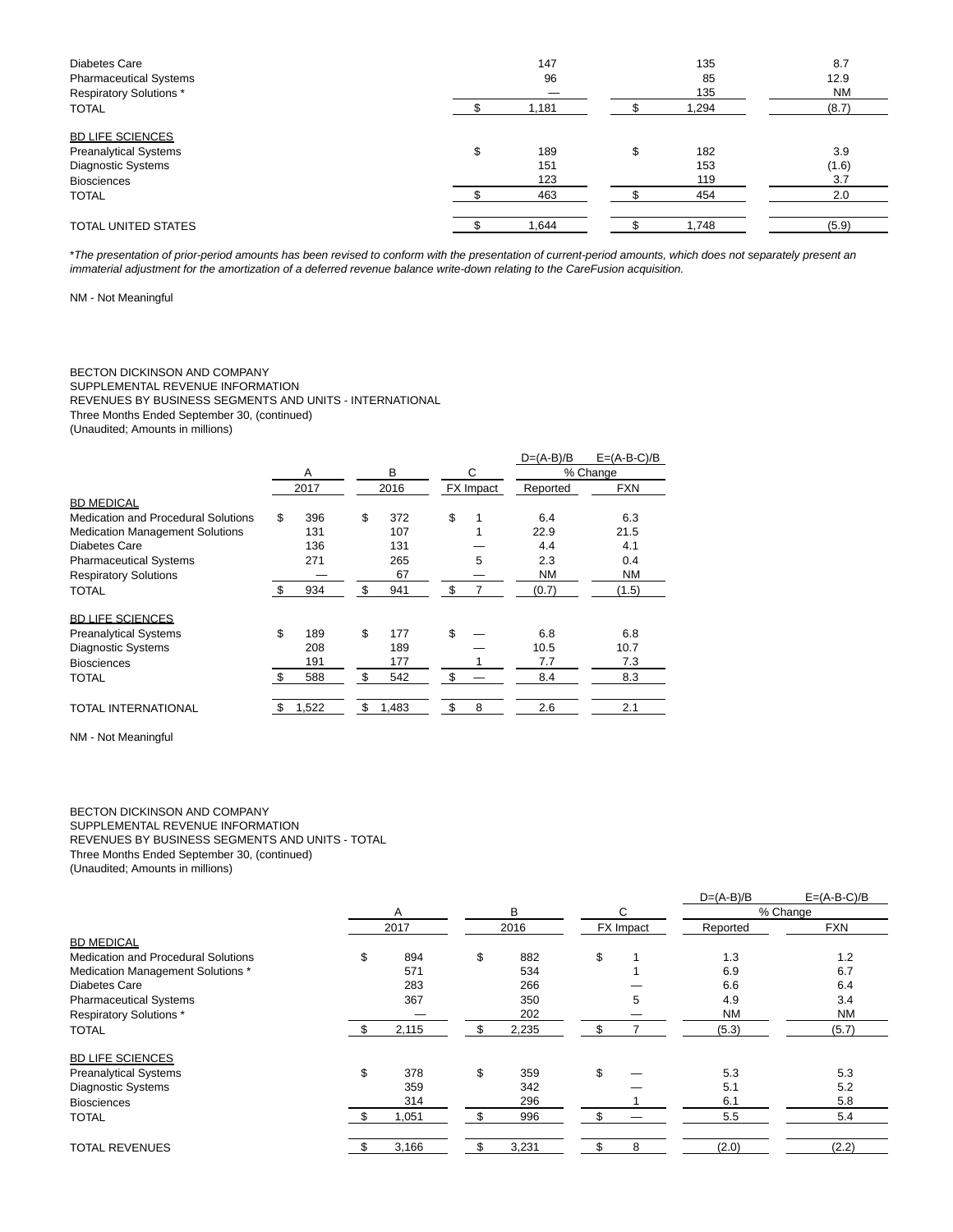| | 2017 | 2016 | % Change |
|---|---|---|---|
| Diabetes Care | 147 | 135 | 8.7 |
| Pharmaceutical Systems | 96 | 85 | 12.9 |
| Respiratory Solutions * | — | 135 | NM |
| TOTAL | $ 1,181 | $ 1,294 | (8.7) |
| | | | |
| BD LIFE SCIENCES | | | |
| Preanalytical Systems | $ 189 | $ 182 | 3.9 |
| Diagnostic Systems | 151 | 153 | (1.6) |
| Biosciences | 123 | 119 | 3.7 |
| TOTAL | $ 463 | $ 454 | 2.0 |
| | | | |
| TOTAL UNITED STATES | $ 1,644 | $ 1,748 | (5.9) |

**The presentation of prior-period amounts has been revised to conform with the presentation of current-period amounts, which does not separately present an immaterial adjustment for the amortization of a deferred revenue balance write-down relating to the CareFusion acquisition.*

NM - Not Meaningful

BECTON DICKINSON AND COMPANY
SUPPLEMENTAL REVENUE INFORMATION
REVENUES BY BUSINESS SEGMENTS AND UNITS - INTERNATIONAL
Three Months Ended September 30, (continued)
(Unaudited; Amounts in millions)

| | A | B | C | D=(A-B)/B | E=(A-B-C)/B |
|---|---|---|---|---|---|
| | | | | % Change | |
| | 2017 | 2016 | FX Impact | Reported | FXN |
| BD MEDICAL | | | | | |
| Medication and Procedural Solutions | $ 396 | $ 372 | $ 1 | 6.4 | 6.3 |
| Medication Management Solutions | 131 | 107 | 1 | 22.9 | 21.5 |
| Diabetes Care | 136 | 131 | — | 4.4 | 4.1 |
| Pharmaceutical Systems | 271 | 265 | 5 | 2.3 | 0.4 |
| Respiratory Solutions | — | 67 | — | NM | NM |
| TOTAL | $ 934 | $ 941 | $ 7 | (0.7) | (1.5) |
| | | | | | |
| BD LIFE SCIENCES | | | | | |
| Preanalytical Systems | $ 189 | $ 177 | $ — | 6.8 | 6.8 |
| Diagnostic Systems | 208 | 189 | — | 10.5 | 10.7 |
| Biosciences | 191 | 177 | 1 | 7.7 | 7.3 |
| TOTAL | $ 588 | $ 542 | $ — | 8.4 | 8.3 |
| | | | | | |
| TOTAL INTERNATIONAL | $ 1,522 | $ 1,483 | $ 8 | 2.6 | 2.1 |

NM - Not Meaningful

BECTON DICKINSON AND COMPANY
SUPPLEMENTAL REVENUE INFORMATION
REVENUES BY BUSINESS SEGMENTS AND UNITS - TOTAL
Three Months Ended September 30, (continued)
(Unaudited; Amounts in millions)

| | A | B | C | D=(A-B)/B | E=(A-B-C)/B |
|---|---|---|---|---|---|
| | | | | % Change | |
| | 2017 | 2016 | FX Impact | Reported | FXN |
| BD MEDICAL | | | | | |
| Medication and Procedural Solutions | $ 894 | $ 882 | $ 1 | 1.3 | 1.2 |
| Medication Management Solutions * | 571 | 534 | 1 | 6.9 | 6.7 |
| Diabetes Care | 283 | 266 | — | 6.6 | 6.4 |
| Pharmaceutical Systems | 367 | 350 | 5 | 4.9 | 3.4 |
| Respiratory Solutions * | — | 202 | — | NM | NM |
| TOTAL | $ 2,115 | $ 2,235 | $ 7 | (5.3) | (5.7) |
| | | | | | |
| BD LIFE SCIENCES | | | | | |
| Preanalytical Systems | $ 378 | $ 359 | $ — | 5.3 | 5.3 |
| Diagnostic Systems | 359 | 342 | — | 5.1 | 5.2 |
| Biosciences | 314 | 296 | 1 | 6.1 | 5.8 |
| TOTAL | $ 1,051 | $ 996 | $ — | 5.5 | 5.4 |
| | | | | | |
| TOTAL REVENUES | $ 3,166 | $ 3,231 | $ 8 | (2.0) | (2.2) |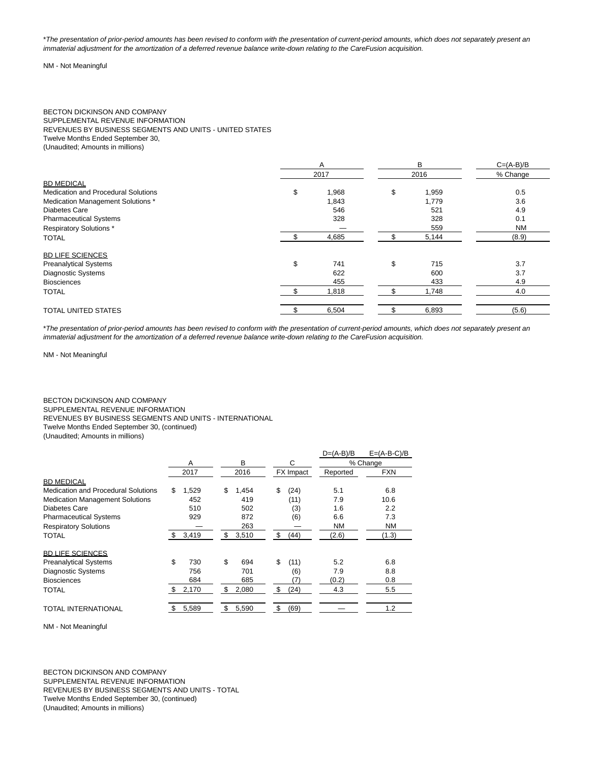**The presentation of prior-period amounts has been revised to conform with the presentation of current-period amounts, which does not separately present an immaterial adjustment for the amortization of a deferred revenue balance write-down relating to the CareFusion acquisition.*

NM - Not Meaningful

BECTON DICKINSON AND COMPANY
SUPPLEMENTAL REVENUE INFORMATION
REVENUES BY BUSINESS SEGMENTS AND UNITS - UNITED STATES
Twelve Months Ended September 30,
(Unaudited; Amounts in millions)

| | A | B | C=(A-B)/B |
|---|---|---|---|
| | 2017 | 2016 | % Change |
| BD MEDICAL | | | |
| Medication and Procedural Solutions | $ 1,968 | $ 1,959 | 0.5 |
| Medication Management Solutions * | 1,843 | 1,779 | 3.6 |
| Diabetes Care | 546 | 521 | 4.9 |
| Pharmaceutical Systems | 328 | 328 | 0.1 |
| Respiratory Solutions * | — | 559 | NM |
| TOTAL | $ 4,685 | $ 5,144 | (8.9) |
| BD LIFE SCIENCES | | | |
| Preanalytical Systems | $ 741 | $ 715 | 3.7 |
| Diagnostic Systems | 622 | 600 | 3.7 |
| Biosciences | 455 | 433 | 4.9 |
| TOTAL | $ 1,818 | $ 1,748 | 4.0 |
| TOTAL UNITED STATES | $ 6,504 | $ 6,893 | (5.6) |

**The presentation of prior-period amounts has been revised to conform with the presentation of current-period amounts, which does not separately present an immaterial adjustment for the amortization of a deferred revenue balance write-down relating to the CareFusion acquisition.*

NM - Not Meaningful

BECTON DICKINSON AND COMPANY
SUPPLEMENTAL REVENUE INFORMATION
REVENUES BY BUSINESS SEGMENTS AND UNITS - INTERNATIONAL
Twelve Months Ended September 30, (continued)
(Unaudited; Amounts in millions)

| | A | B | C | D=(A-B)/B | E=(A-B-C)/B |
|---|---|---|---|---|---|
| | | | | % Change | |
| | 2017 | 2016 | FX Impact | Reported | FXN |
| BD MEDICAL | | | | | |
| Medication and Procedural Solutions | $ 1,529 | $ 1,454 | $ (24) | 5.1 | 6.8 |
| Medication Management Solutions | 452 | 419 | (11) | 7.9 | 10.6 |
| Diabetes Care | 510 | 502 | (3) | 1.6 | 2.2 |
| Pharmaceutical Systems | 929 | 872 | (6) | 6.6 | 7.3 |
| Respiratory Solutions | — | 263 | — | NM | NM |
| TOTAL | $ 3,419 | $ 3,510 | $ (44) | (2.6) | (1.3) |
| BD LIFE SCIENCES | | | | | |
| Preanalytical Systems | $ 730 | $ 694 | $ (11) | 5.2 | 6.8 |
| Diagnostic Systems | 756 | 701 | (6) | 7.9 | 8.8 |
| Biosciences | 684 | 685 | (7) | (0.2) | 0.8 |
| TOTAL | $ 2,170 | $ 2,080 | $ (24) | 4.3 | 5.5 |
| TOTAL INTERNATIONAL | $ 5,589 | $ 5,590 | $ (69) | — | 1.2 |

NM - Not Meaningful

BECTON DICKINSON AND COMPANY
SUPPLEMENTAL REVENUE INFORMATION
REVENUES BY BUSINESS SEGMENTS AND UNITS - TOTAL
Twelve Months Ended September 30, (continued)
(Unaudited; Amounts in millions)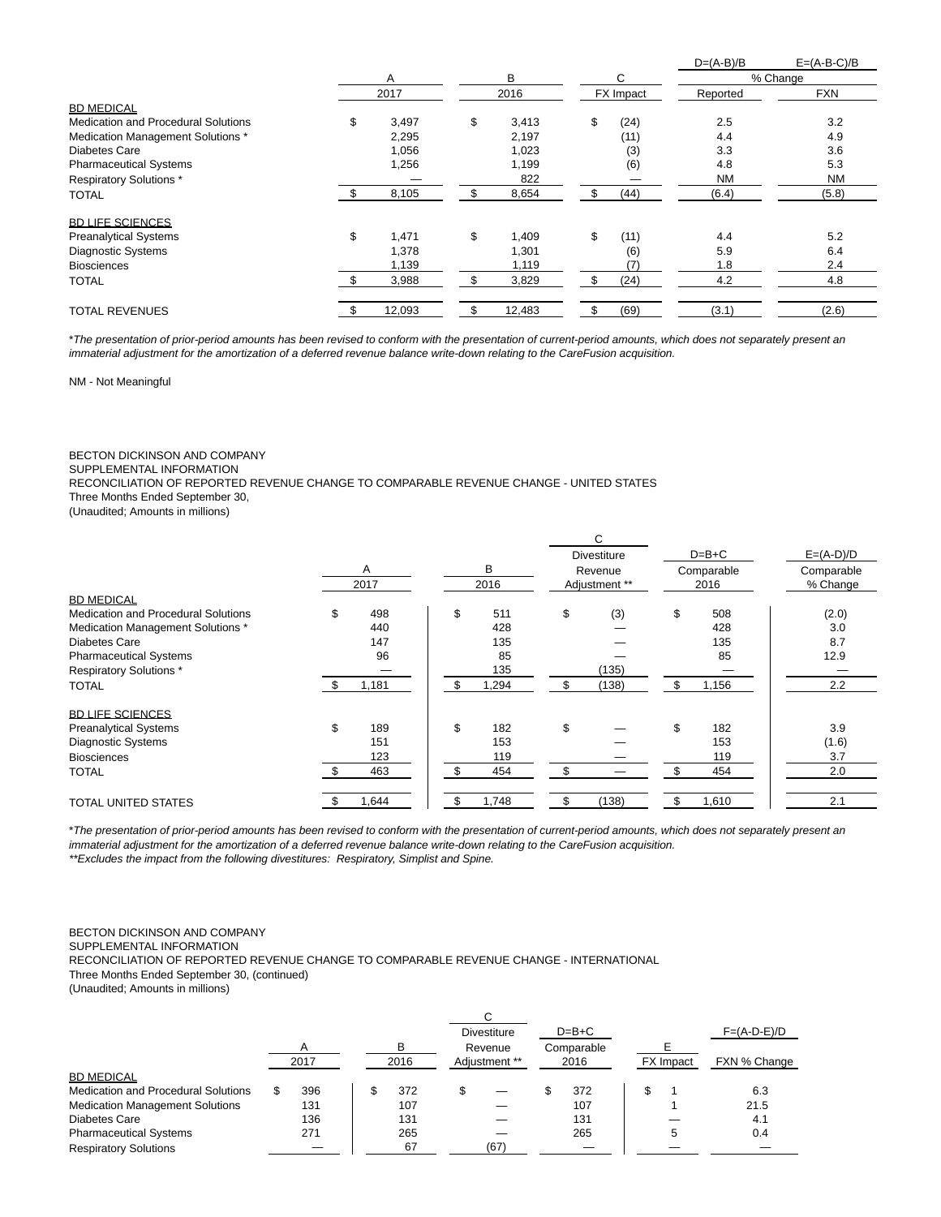| | A | B | C | D=(A-B)/B | E=(A-B-C)/B |
|---|---|---|---|---|---|
| | | | | % Change | |
| | 2017 | 2016 | FX Impact | Reported | FXN |
| BD MEDICAL | | | | | |
| Medication and Procedural Solutions | $ 3,497 | $ 3,413 | $ (24) | 2.5 | 3.2 |
| Medication Management Solutions * | 2,295 | 2,197 | (11) | 4.4 | 4.9 |
| Diabetes Care | 1,056 | 1,023 | (3) | 3.3 | 3.6 |
| Pharmaceutical Systems | 1,256 | 1,199 | (6) | 4.8 | 5.3 |
| Respiratory Solutions * | — | 822 | — | NM | NM |
| TOTAL | $ 8,105 | $ 8,654 | $ (44) | (6.4) | (5.8) |
| BD LIFE SCIENCES | | | | | |
| Preanalytical Systems | $ 1,471 | $ 1,409 | $ (11) | 4.4 | 5.2 |
| Diagnostic Systems | 1,378 | 1,301 | (6) | 5.9 | 6.4 |
| Biosciences | 1,139 | 1,119 | (7) | 1.8 | 2.4 |
| TOTAL | $ 3,988 | $ 3,829 | $ (24) | 4.2 | 4.8 |
| TOTAL REVENUES | $ 12,093 | $ 12,483 | $ (69) | (3.1) | (2.6) |

**The presentation of prior-period amounts has been revised to conform with the presentation of current-period amounts, which does not separately present an immaterial adjustment for the amortization of a deferred revenue balance write-down relating to the CareFusion acquisition.*

NM - Not Meaningful

BECTON DICKINSON AND COMPANY
SUPPLEMENTAL INFORMATION
RECONCILIATION OF REPORTED REVENUE CHANGE TO COMPARABLE REVENUE CHANGE - UNITED STATES
Three Months Ended September 30,
(Unaudited; Amounts in millions)

| | A | B | C | D=B+C | E=(A-D)/D |
|---|---|---|---|---|---|
| | 2017 | 2016 | Divestiture Revenue Adjustment ** | Comparable 2016 | Comparable % Change |
| BD MEDICAL | | | | | |
| Medication and Procedural Solutions | $ 498 | $ 511 | $ (3) | $ 508 | (2.0) |
| Medication Management Solutions * | 440 | 428 | — | 428 | 3.0 |
| Diabetes Care | 147 | 135 | — | 135 | 8.7 |
| Pharmaceutical Systems | 96 | 85 | — | 85 | 12.9 |
| Respiratory Solutions * | — | 135 | (135) | — | — |
| TOTAL | $ 1,181 | $ 1,294 | $ (138) | $ 1,156 | 2.2 |
| BD LIFE SCIENCES | | | | | |
| Preanalytical Systems | $ 189 | $ 182 | $ — | $ 182 | 3.9 |
| Diagnostic Systems | 151 | 153 | — | 153 | (1.6) |
| Biosciences | 123 | 119 | — | 119 | 3.7 |
| TOTAL | $ 463 | $ 454 | $ — | $ 454 | 2.0 |
| TOTAL UNITED STATES | $ 1,644 | $ 1,748 | $ (138) | $ 1,610 | 2.1 |

**The presentation of prior-period amounts has been revised to conform with the presentation of current-period amounts, which does not separately present an immaterial adjustment for the amortization of a deferred revenue balance write-down relating to the CareFusion acquisition.*
***Excludes the impact from the following divestitures: Respiratory, Simplist and Spine.*

BECTON DICKINSON AND COMPANY
SUPPLEMENTAL INFORMATION
RECONCILIATION OF REPORTED REVENUE CHANGE TO COMPARABLE REVENUE CHANGE - INTERNATIONAL
Three Months Ended September 30, (continued)
(Unaudited; Amounts in millions)

| | A | B | C | D=B+C | E | F=(A-D-E)/D |
|---|---|---|---|---|---|---|
| | 2017 | 2016 | Divestiture Revenue Adjustment ** | Comparable 2016 | FX Impact | FXN % Change |
| BD MEDICAL | | | | | | |
| Medication and Procedural Solutions | $ 396 | $ 372 | $ — | $ 372 | $ 1 | 6.3 |
| Medication Management Solutions | 131 | 107 | — | 107 | 1 | 21.5 |
| Diabetes Care | 136 | 131 | — | 131 | — | 4.1 |
| Pharmaceutical Systems | 271 | 265 | — | 265 | 5 | 0.4 |
| Respiratory Solutions | — | 67 | (67) | — | — | — |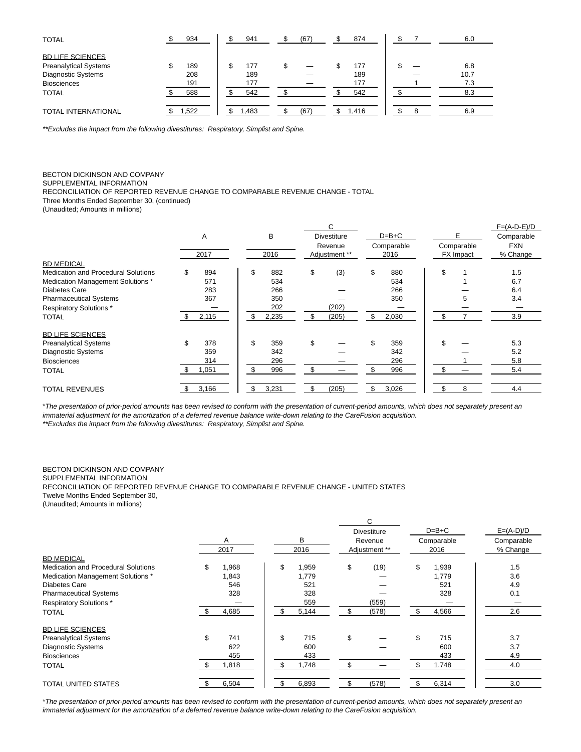| | | | | | | |
|---|---|---|---|---|---|---|
| TOTAL | $ 934 | $ 941 | $ (67) | $ 874 | $ 7 | 6.0 |
| BD LIFE SCIENCES | | | | | | |
| Preanalytical Systems | $ 189 | $ 177 | $ — | $ 177 | $ — | 6.8 |
| Diagnostic Systems | 208 | 189 | — | 189 | — | 10.7 |
| Biosciences | 191 | 177 | — | 177 | 1 | 7.3 |
| TOTAL | $ 588 | $ 542 | $ — | $ 542 | $ — | 8.3 |
| TOTAL INTERNATIONAL | $ 1,522 | $ 1,483 | $ (67) | $ 1,416 | $ 8 | 6.9 |

*\*\*Excludes the impact from the following divestitures: Respiratory, Simplist and Spine.*

BECTON DICKINSON AND COMPANY
SUPPLEMENTAL INFORMATION
RECONCILIATION OF REPORTED REVENUE CHANGE TO COMPARABLE REVENUE CHANGE - TOTAL
Three Months Ended September 30, (continued)
(Unaudited; Amounts in millions)

| | A | B | C | D=B+C | E | F=(A-D-E)/D |
|---|---|---|---|---|---|---|
| | 2017 | 2016 | Divestiture Revenue Adjustment ** | Comparable 2016 | Comparable FX Impact | Comparable FXN % Change |
| BD MEDICAL | | | | | | |
| Medication and Procedural Solutions | $ 894 | $ 882 | $ (3) | $ 880 | $ 1 | 1.5 |
| Medication Management Solutions * | 571 | 534 | — | 534 | 1 | 6.7 |
| Diabetes Care | 283 | 266 | — | 266 | — | 6.4 |
| Pharmaceutical Systems | 367 | 350 | — | 350 | 5 | 3.4 |
| Respiratory Solutions * | — | 202 | (202) | — | — | — |
| TOTAL | $ 2,115 | $ 2,235 | $ (205) | $ 2,030 | $ 7 | 3.9 |
| BD LIFE SCIENCES | | | | | | |
| Preanalytical Systems | $ 378 | $ 359 | $ — | $ 359 | $ — | 5.3 |
| Diagnostic Systems | 359 | 342 | — | 342 | — | 5.2 |
| Biosciences | 314 | 296 | — | 296 | 1 | 5.8 |
| TOTAL | $ 1,051 | $ 996 | $ — | $ 996 | $ — | 5.4 |
| TOTAL REVENUES | $ 3,166 | $ 3,231 | $ (205) | $ 3,026 | $ 8 | 4.4 |

*\*The presentation of prior-period amounts has been revised to conform with the presentation of current-period amounts, which does not separately present an immaterial adjustment for the amortization of a deferred revenue balance write-down relating to the CareFusion acquisition.*
*\*\*Excludes the impact from the following divestitures: Respiratory, Simplist and Spine.*

BECTON DICKINSON AND COMPANY
SUPPLEMENTAL INFORMATION
RECONCILIATION OF REPORTED REVENUE CHANGE TO COMPARABLE REVENUE CHANGE - UNITED STATES
Twelve Months Ended September 30,
(Unaudited; Amounts in millions)

| | A | B | C | D=B+C | E=(A-D)/D |
|---|---|---|---|---|---|
| | 2017 | 2016 | Divestiture Revenue Adjustment ** | Comparable 2016 | Comparable % Change |
| BD MEDICAL | | | | | |
| Medication and Procedural Solutions | $ 1,968 | $ 1,959 | $ (19) | $ 1,939 | 1.5 |
| Medication Management Solutions * | 1,843 | 1,779 | — | 1,779 | 3.6 |
| Diabetes Care | 546 | 521 | — | 521 | 4.9 |
| Pharmaceutical Systems | 328 | 328 | — | 328 | 0.1 |
| Respiratory Solutions * | — | 559 | (559) | — | — |
| TOTAL | $ 4,685 | $ 5,144 | $ (578) | $ 4,566 | 2.6 |
| BD LIFE SCIENCES | | | | | |
| Preanalytical Systems | $ 741 | $ 715 | $ — | $ 715 | 3.7 |
| Diagnostic Systems | 622 | 600 | — | 600 | 3.7 |
| Biosciences | 455 | 433 | — | 433 | 4.9 |
| TOTAL | $ 1,818 | $ 1,748 | $ — | $ 1,748 | 4.0 |
| TOTAL UNITED STATES | $ 6,504 | $ 6,893 | $ (578) | $ 6,314 | 3.0 |

*\*The presentation of prior-period amounts has been revised to conform with the presentation of current-period amounts, which does not separately present an immaterial adjustment for the amortization of a deferred revenue balance write-down relating to the CareFusion acquisition.*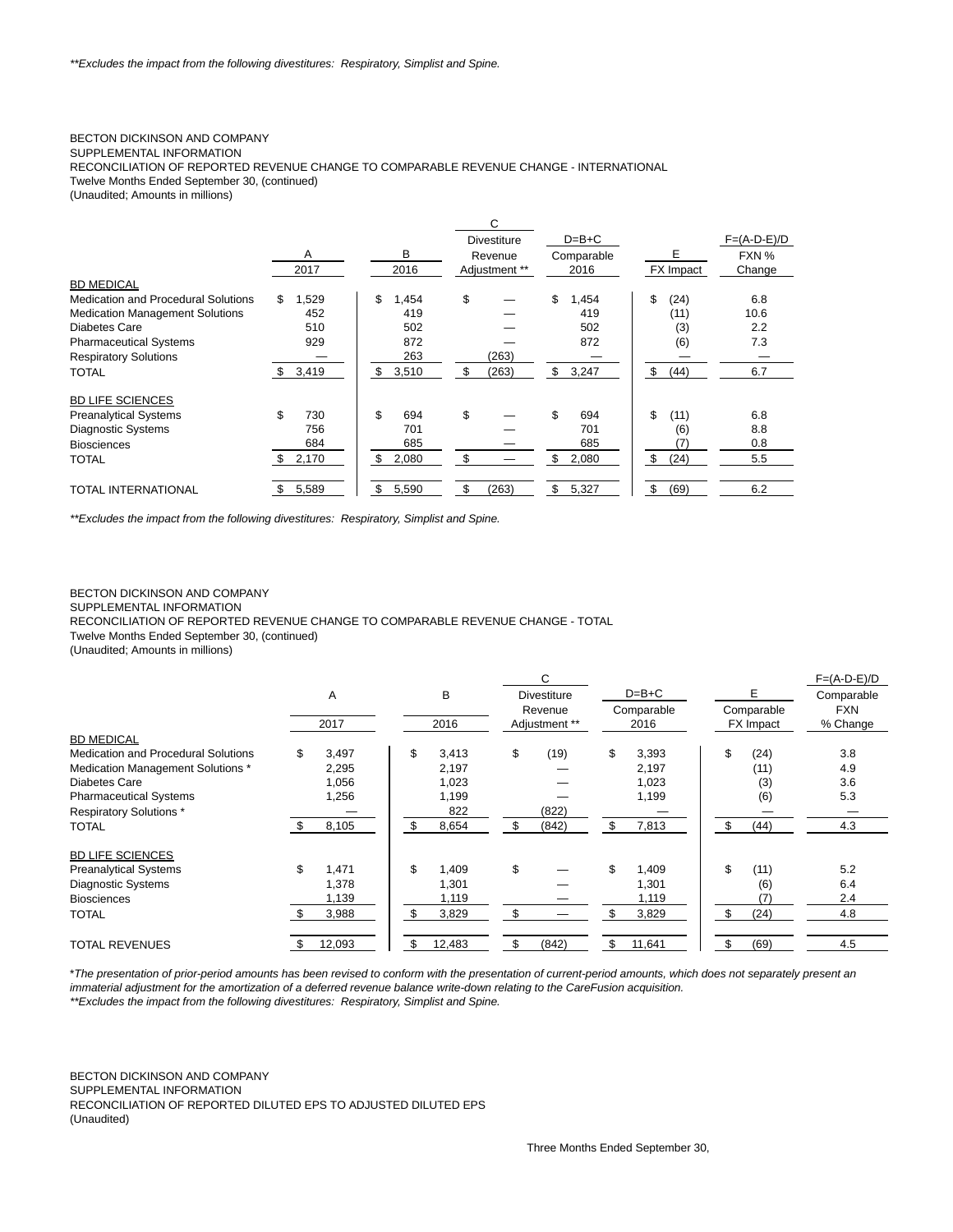*\*\*Excludes the impact from the following divestitures: Respiratory, Simplist and Spine.*

BECTON DICKINSON AND COMPANY
SUPPLEMENTAL INFORMATION
RECONCILIATION OF REPORTED REVENUE CHANGE TO COMPARABLE REVENUE CHANGE - INTERNATIONAL
Twelve Months Ended September 30, (continued)
(Unaudited; Amounts in millions)

| | A<br>2017 | B<br>2016 | C<br>Divestiture Revenue Adjustment ** | D=B+C<br>Comparable 2016 | E<br>FX Impact | F=(A-D-E)/D<br>FXN % Change |
|---|---|---|---|---|---|---|
| BD MEDICAL | | | | | | |
| Medication and Procedural Solutions | $ 1,529 | $ 1,454 | $ — | $ 1,454 | $ (24) | 6.8 |
| Medication Management Solutions | 452 | 419 | — | 419 | (11) | 10.6 |
| Diabetes Care | 510 | 502 | — | 502 | (3) | 2.2 |
| Pharmaceutical Systems | 929 | 872 | — | 872 | (6) | 7.3 |
| Respiratory Solutions | — | 263 | (263) | — | — | — |
| TOTAL | $ 3,419 | $ 3,510 | $ (263) | $ 3,247 | $ (44) | 6.7 |
| | | | | | | |
| BD LIFE SCIENCES | | | | | | |
| Preanalytical Systems | $ 730 | $ 694 | $ — | $ 694 | $ (11) | 6.8 |
| Diagnostic Systems | 756 | 701 | — | 701 | (6) | 8.8 |
| Biosciences | 684 | 685 | — | 685 | (7) | 0.8 |
| TOTAL | $ 2,170 | $ 2,080 | $ — | $ 2,080 | $ (24) | 5.5 |
| | | | | | | |
| TOTAL INTERNATIONAL | $ 5,589 | $ 5,590 | $ (263) | $ 5,327 | $ (69) | 6.2 |

*\*\*Excludes the impact from the following divestitures: Respiratory, Simplist and Spine.*

BECTON DICKINSON AND COMPANY
SUPPLEMENTAL INFORMATION
RECONCILIATION OF REPORTED REVENUE CHANGE TO COMPARABLE REVENUE CHANGE - TOTAL
Twelve Months Ended September 30, (continued)
(Unaudited; Amounts in millions)

| | A<br>2017 | B<br>2016 | C<br>Divestiture Revenue Adjustment ** | D=B+C<br>Comparable 2016 | E<br>Comparable FX Impact | F=(A-D-E)/D<br>Comparable FXN % Change |
|---|---|---|---|---|---|---|
| BD MEDICAL | | | | | | |
| Medication and Procedural Solutions | $ 3,497 | $ 3,413 | $ (19) | $ 3,393 | $ (24) | 3.8 |
| Medication Management Solutions * | 2,295 | 2,197 | — | 2,197 | (11) | 4.9 |
| Diabetes Care | 1,056 | 1,023 | — | 1,023 | (3) | 3.6 |
| Pharmaceutical Systems | 1,256 | 1,199 | — | 1,199 | (6) | 5.3 |
| Respiratory Solutions * | — | 822 | (822) | — | — | — |
| TOTAL | $ 8,105 | $ 8,654 | $ (842) | $ 7,813 | $ (44) | 4.3 |
| | | | | | | |
| BD LIFE SCIENCES | | | | | | |
| Preanalytical Systems | $ 1,471 | $ 1,409 | $ — | $ 1,409 | $ (11) | 5.2 |
| Diagnostic Systems | 1,378 | 1,301 | — | 1,301 | (6) | 6.4 |
| Biosciences | 1,139 | 1,119 | — | 1,119 | (7) | 2.4 |
| TOTAL | $ 3,988 | $ 3,829 | $ — | $ 3,829 | $ (24) | 4.8 |
| | | | | | | |
| TOTAL REVENUES | $ 12,093 | $ 12,483 | $ (842) | $ 11,641 | $ (69) | 4.5 |

*\*The presentation of prior-period amounts has been revised to conform with the presentation of current-period amounts, which does not separately present an immaterial adjustment for the amortization of a deferred revenue balance write-down relating to the CareFusion acquisition.*
*\*\*Excludes the impact from the following divestitures: Respiratory, Simplist and Spine.*

BECTON DICKINSON AND COMPANY
SUPPLEMENTAL INFORMATION
RECONCILIATION OF REPORTED DILUTED EPS TO ADJUSTED DILUTED EPS
(Unaudited)

Three Months Ended September 30,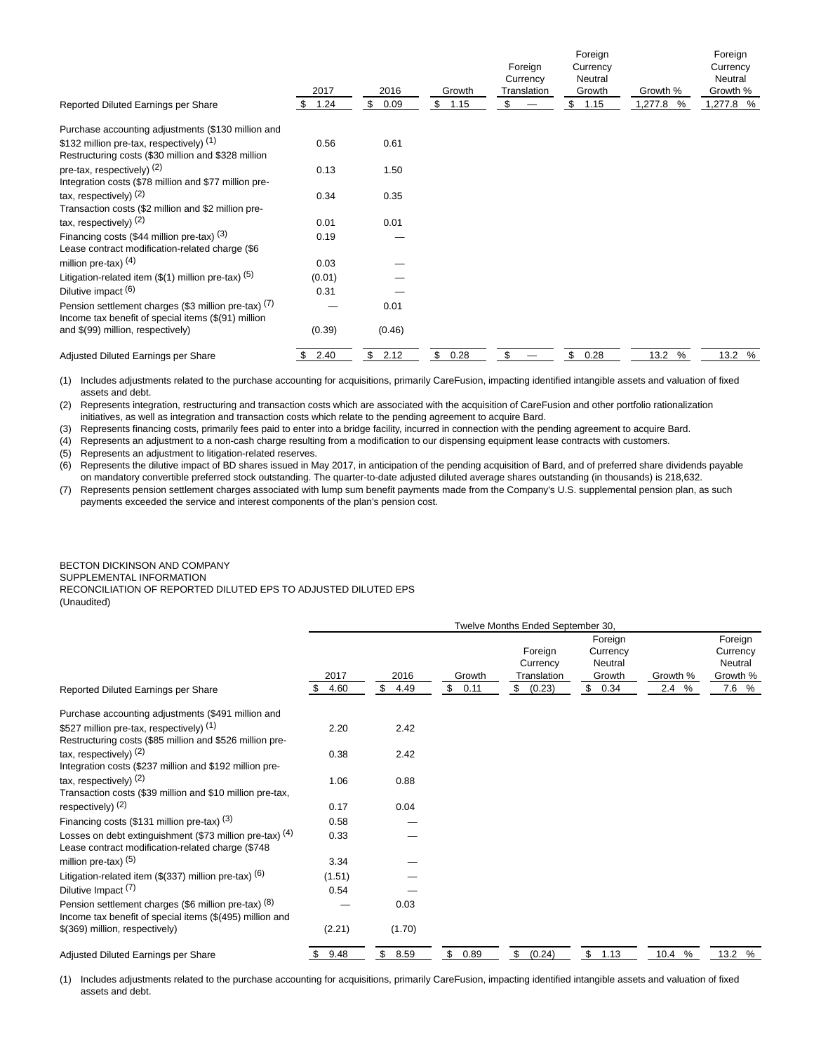| | 2017 | 2016 | Growth | Foreign Currency Translation | Foreign Currency Neutral Growth | Growth % | Foreign Currency Neutral Growth % |
|---|---|---|---|---|---|---|---|
| Reported Diluted Earnings per Share | $ 1.24 | $ 0.09 | $ 1.15 | $ — | $ 1.15 | 1,277.8 % | 1,277.8 % |
| Purchase accounting adjustments ($130 million and $132 million pre-tax, respectively) (1) | 0.56 | 0.61 | | | | | |
| Restructuring costs ($30 million and $328 million pre-tax, respectively) (2) | 0.13 | 1.50 | | | | | |
| Integration costs ($78 million and $77 million pre-tax, respectively) (2) | 0.34 | 0.35 | | | | | |
| Transaction costs ($2 million and $2 million pre-tax, respectively) (2) | 0.01 | 0.01 | | | | | |
| Financing costs ($44 million pre-tax) (3) | 0.19 | — | | | | | |
| Lease contract modification-related charge ($6 million pre-tax) (4) | 0.03 | — | | | | | |
| Litigation-related item ($(1) million pre-tax) (5) | (0.01) | — | | | | | |
| Dilutive impact (6) | 0.31 | — | | | | | |
| Pension settlement charges ($3 million pre-tax) (7) | — | 0.01 | | | | | |
| Income tax benefit of special items ($(91) million and $(99) million, respectively) | (0.39) | (0.46) | | | | | |
| Adjusted Diluted Earnings per Share | $ 2.40 | $ 2.12 | $ 0.28 | $ — | $ 0.28 | 13.2 % | 13.2 % |

(1) Includes adjustments related to the purchase accounting for acquisitions, primarily CareFusion, impacting identified intangible assets and valuation of fixed assets and debt.

(2) Represents integration, restructuring and transaction costs which are associated with the acquisition of CareFusion and other portfolio rationalization initiatives, as well as integration and transaction costs which relate to the pending agreement to acquire Bard.

(3) Represents financing costs, primarily fees paid to enter into a bridge facility, incurred in connection with the pending agreement to acquire Bard.

(4) Represents an adjustment to a non-cash charge resulting from a modification to our dispensing equipment lease contracts with customers.

(5) Represents an adjustment to litigation-related reserves.

(6) Represents the dilutive impact of BD shares issued in May 2017, in anticipation of the pending acquisition of Bard, and of preferred share dividends payable on mandatory convertible preferred stock outstanding. The quarter-to-date adjusted diluted average shares outstanding (in thousands) is 218,632.

(7) Represents pension settlement charges associated with lump sum benefit payments made from the Company's U.S. supplemental pension plan, as such payments exceeded the service and interest components of the plan's pension cost.

BECTON DICKINSON AND COMPANY
SUPPLEMENTAL INFORMATION
RECONCILIATION OF REPORTED DILUTED EPS TO ADJUSTED DILUTED EPS
(Unaudited)

| | Twelve Months Ended September 30, | | | | | | |
|---|---|---|---|---|---|---|---|
| | 2017 | 2016 | Growth | Foreign Currency Translation | Foreign Currency Neutral Growth | Growth % | Foreign Currency Neutral Growth % |
| Reported Diluted Earnings per Share | $ 4.60 | $ 4.49 | $ 0.11 | $ (0.23) | $ 0.34 | 2.4 % | 7.6 % |
| Purchase accounting adjustments ($491 million and $527 million pre-tax, respectively) (1) | 2.20 | 2.42 | | | | | |
| Restructuring costs ($85 million and $526 million pre-tax, respectively) (2) | 0.38 | 2.42 | | | | | |
| Integration costs ($237 million and $192 million pre-tax, respectively) (2) | 1.06 | 0.88 | | | | | |
| Transaction costs ($39 million and $10 million pre-tax, respectively) (2) | 0.17 | 0.04 | | | | | |
| Financing costs ($131 million pre-tax) (3) | 0.58 | — | | | | | |
| Losses on debt extinguishment ($73 million pre-tax) (4) | 0.33 | — | | | | | |
| Lease contract modification-related charge ($748 million pre-tax) (5) | 3.34 | — | | | | | |
| Litigation-related item ($(337) million pre-tax) (6) | (1.51) | — | | | | | |
| Dilutive Impact (7) | 0.54 | — | | | | | |
| Pension settlement charges ($6 million pre-tax) (8) | — | 0.03 | | | | | |
| Income tax benefit of special items ($(495) million and $(369) million, respectively) | (2.21) | (1.70) | | | | | |
| Adjusted Diluted Earnings per Share | $ 9.48 | $ 8.59 | $ 0.89 | $ (0.24) | $ 1.13 | 10.4 % | 13.2 % |

(1) Includes adjustments related to the purchase accounting for acquisitions, primarily CareFusion, impacting identified intangible assets and valuation of fixed assets and debt.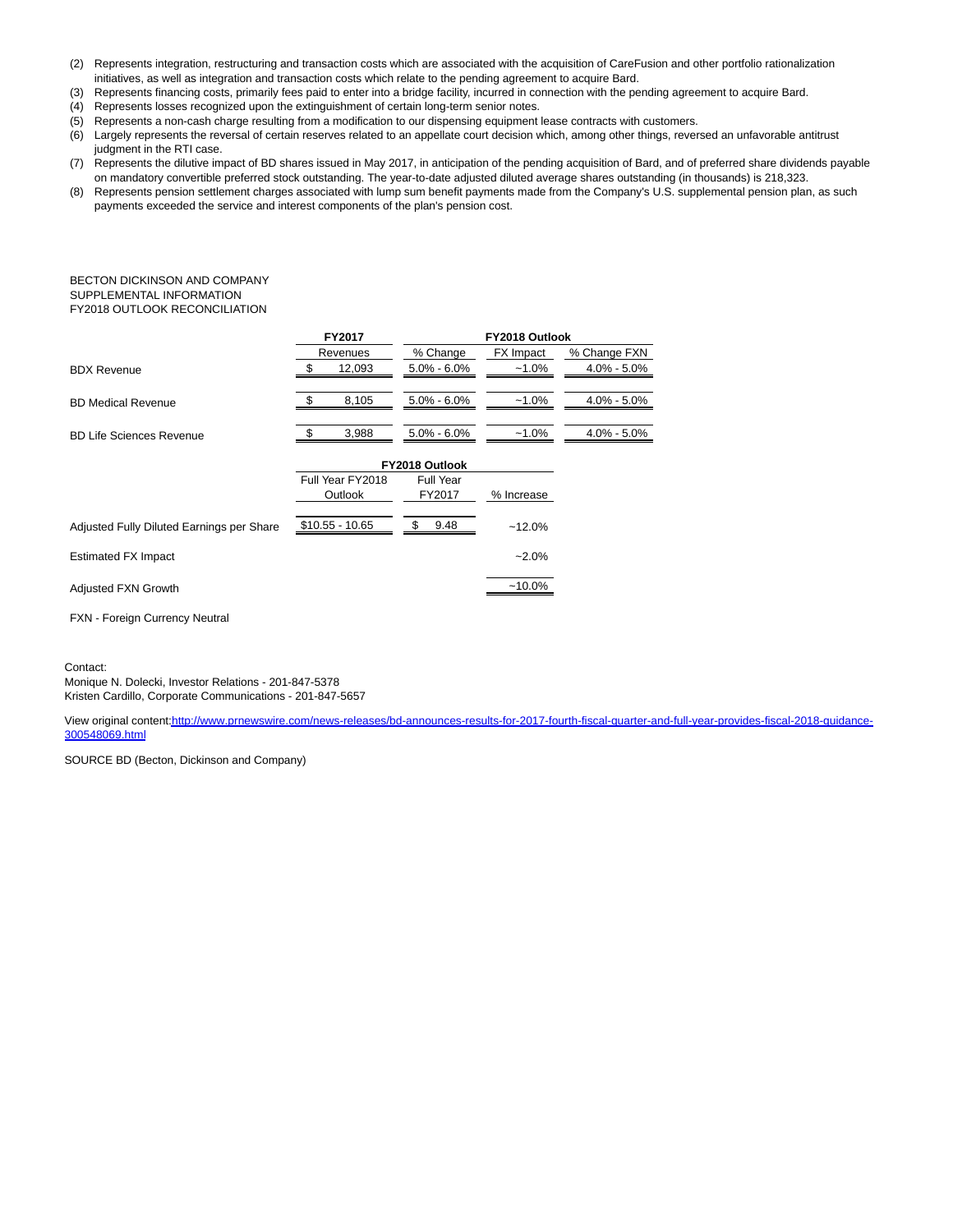(2) Represents integration, restructuring and transaction costs which are associated with the acquisition of CareFusion and other portfolio rationalization initiatives, as well as integration and transaction costs which relate to the pending agreement to acquire Bard.
(3) Represents financing costs, primarily fees paid to enter into a bridge facility, incurred in connection with the pending agreement to acquire Bard.
(4) Represents losses recognized upon the extinguishment of certain long-term senior notes.
(5) Represents a non-cash charge resulting from a modification to our dispensing equipment lease contracts with customers.
(6) Largely represents the reversal of certain reserves related to an appellate court decision which, among other things, reversed an unfavorable antitrust judgment in the RTI case.
(7) Represents the dilutive impact of BD shares issued in May 2017, in anticipation of the pending acquisition of Bard, and of preferred share dividends payable on mandatory convertible preferred stock outstanding. The year-to-date adjusted diluted average shares outstanding (in thousands) is 218,323.
(8) Represents pension settlement charges associated with lump sum benefit payments made from the Company's U.S. supplemental pension plan, as such payments exceeded the service and interest components of the plan's pension cost.

BECTON DICKINSON AND COMPANY
SUPPLEMENTAL INFORMATION
FY2018 OUTLOOK RECONCILIATION

| | FY2017 | FY2018 Outlook | | |
|---|---|---|---|---|
| | Revenues | % Change | FX Impact | % Change FXN |
| BDX Revenue | $ 12,093 | 5.0% - 6.0% | ~1.0% | 4.0% - 5.0% |
| BD Medical Revenue | $ 8,105 | 5.0% - 6.0% | ~1.0% | 4.0% - 5.0% |
| BD Life Sciences Revenue | $ 3,988 | 5.0% - 6.0% | ~1.0% | 4.0% - 5.0% |

| | FY2018 Outlook | | |
|---|---|---|---|
| | Full Year FY2018 Outlook | Full Year FY2017 | % Increase |
| Adjusted Fully Diluted Earnings per Share | $10.55 - 10.65 | $ 9.48 | ~12.0% |
| Estimated FX Impact | | | ~2.0% |
| Adjusted FXN Growth | | | ~10.0% |

FXN - Foreign Currency Neutral

Contact:
Monique N. Dolecki, Investor Relations - 201-847-5378
Kristen Cardillo, Corporate Communications - 201-847-5657

View original content:http://www.prnewswire.com/news-releases/bd-announces-results-for-2017-fourth-fiscal-quarter-and-full-year-provides-fiscal-2018-guidance-300548069.html

SOURCE BD (Becton, Dickinson and Company)